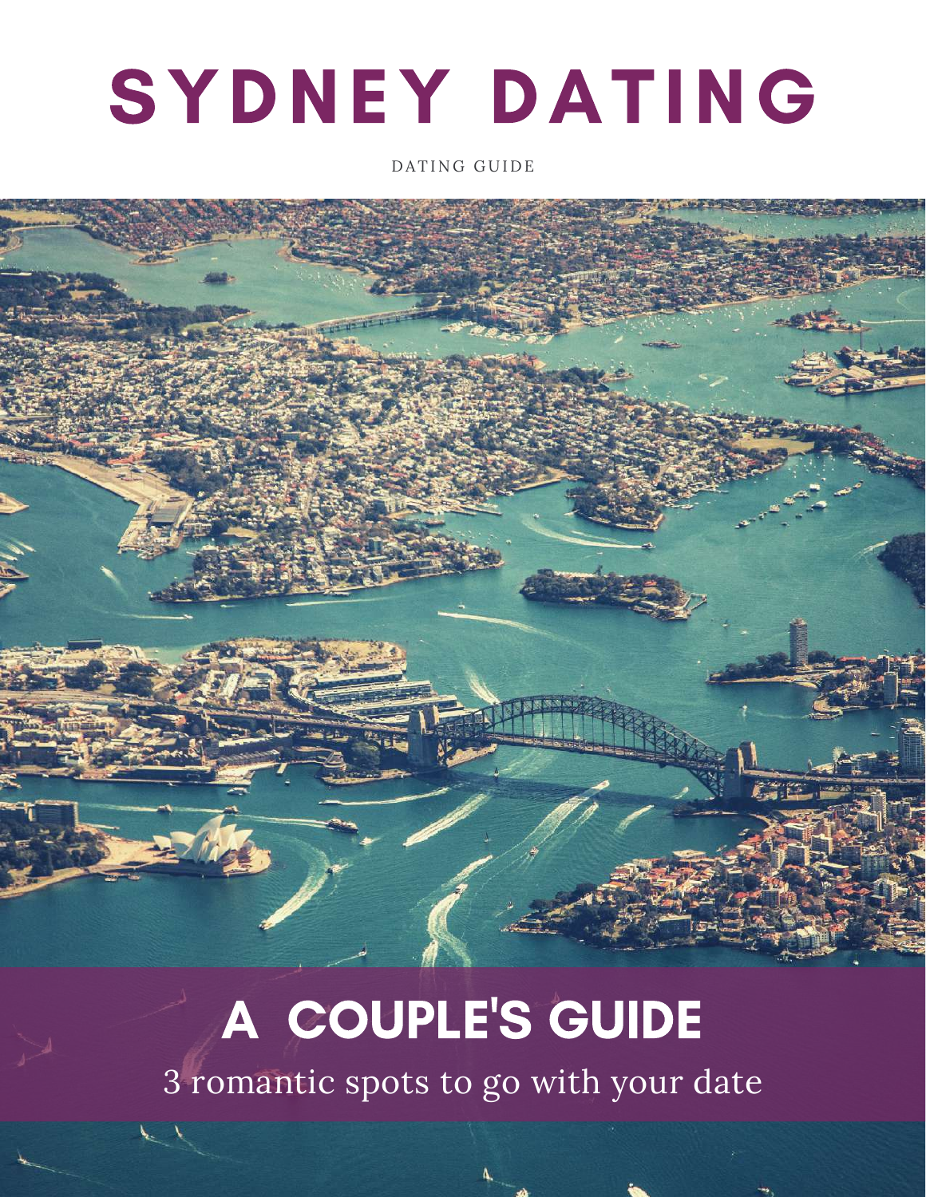# SYDNEY DATING

DATING GUIDE

## A COUPLE'S GUIDE

3 romantic spots to go with your date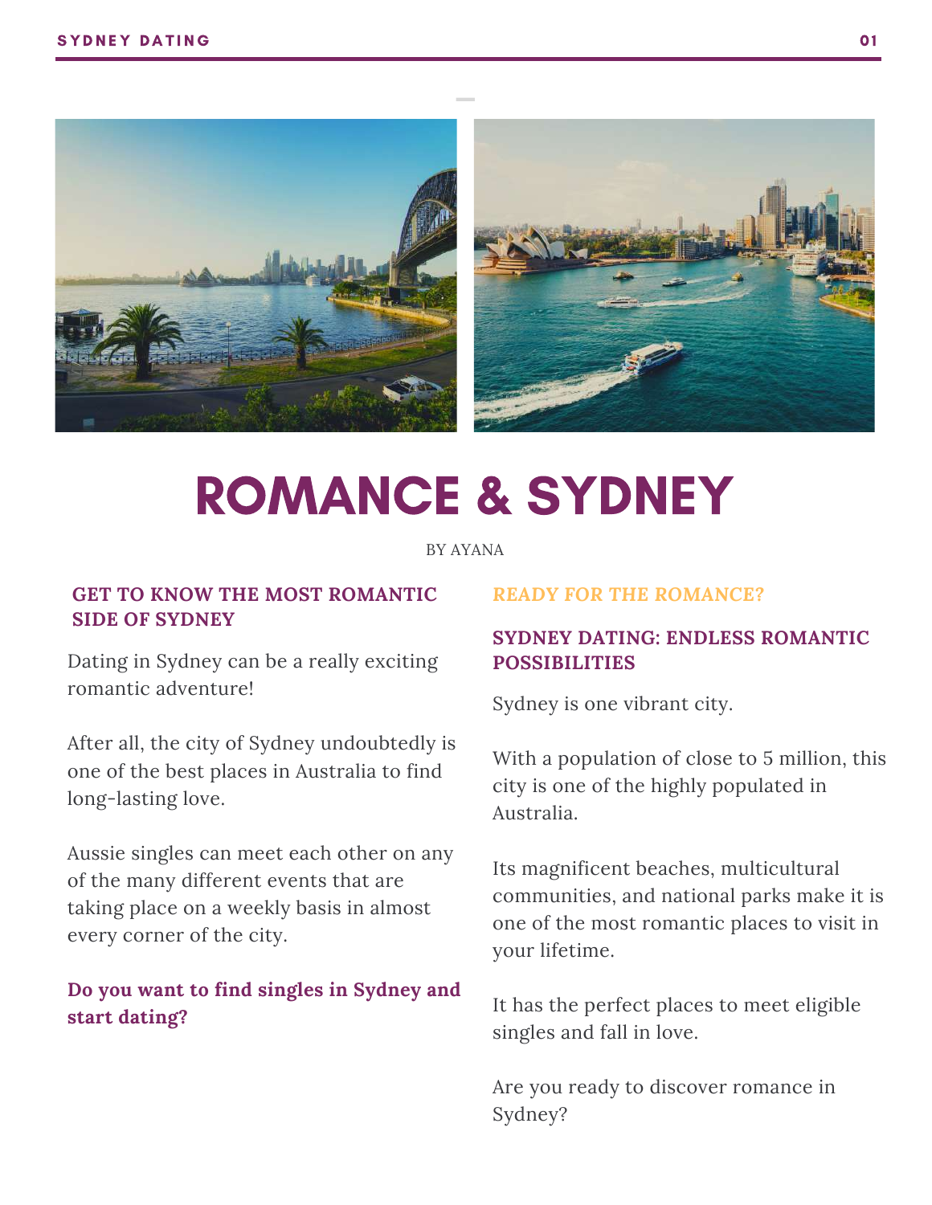# ROMANCE & SYDNEY

BY AYANA

### GET TO KNOW THE MOST ROMANTIC SIDE OF SYDNEY

Dating in Sydney can be a really exciting romantic adventure!

After all, the city of Sydney undoubtedly is one of the best places in Australia to find long-lasting love.

Aussie singles can meet each other on any of the many different events that are taking place on a weekly basis in almost every corner of the city.

**Do you want to find singles in Sydney and start dating?**

### READY FOR THE ROMANCE?

### SYDNEY DATING: ENDLESS ROMANTIC POSSIBILITIES

Sydney is one vibrant city.

With a population of close to 5 million, this city is one of the highly populated in Australia.

Its magnificent beaches, multicultural communities, and national parks make it is one of the most romantic places to visit in your lifetime.

It has the perfect places to meet eligible singles and fall in love.

Are you ready to discover romance in Sydney?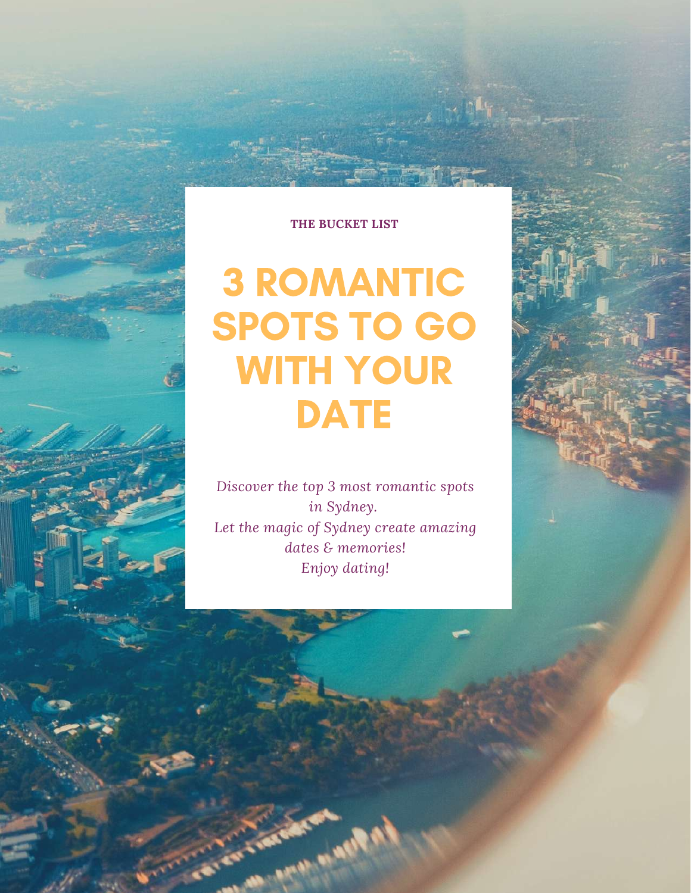**THE BUCKET LIST**

# 3 ROMANTIC SPOTS TO GO WITH YOUR DATE

*Discover the top 3 most romantic spots in Sydney.*
*Let the magic of Sydney create amazing dates & memories!*
*Enjoy dating!*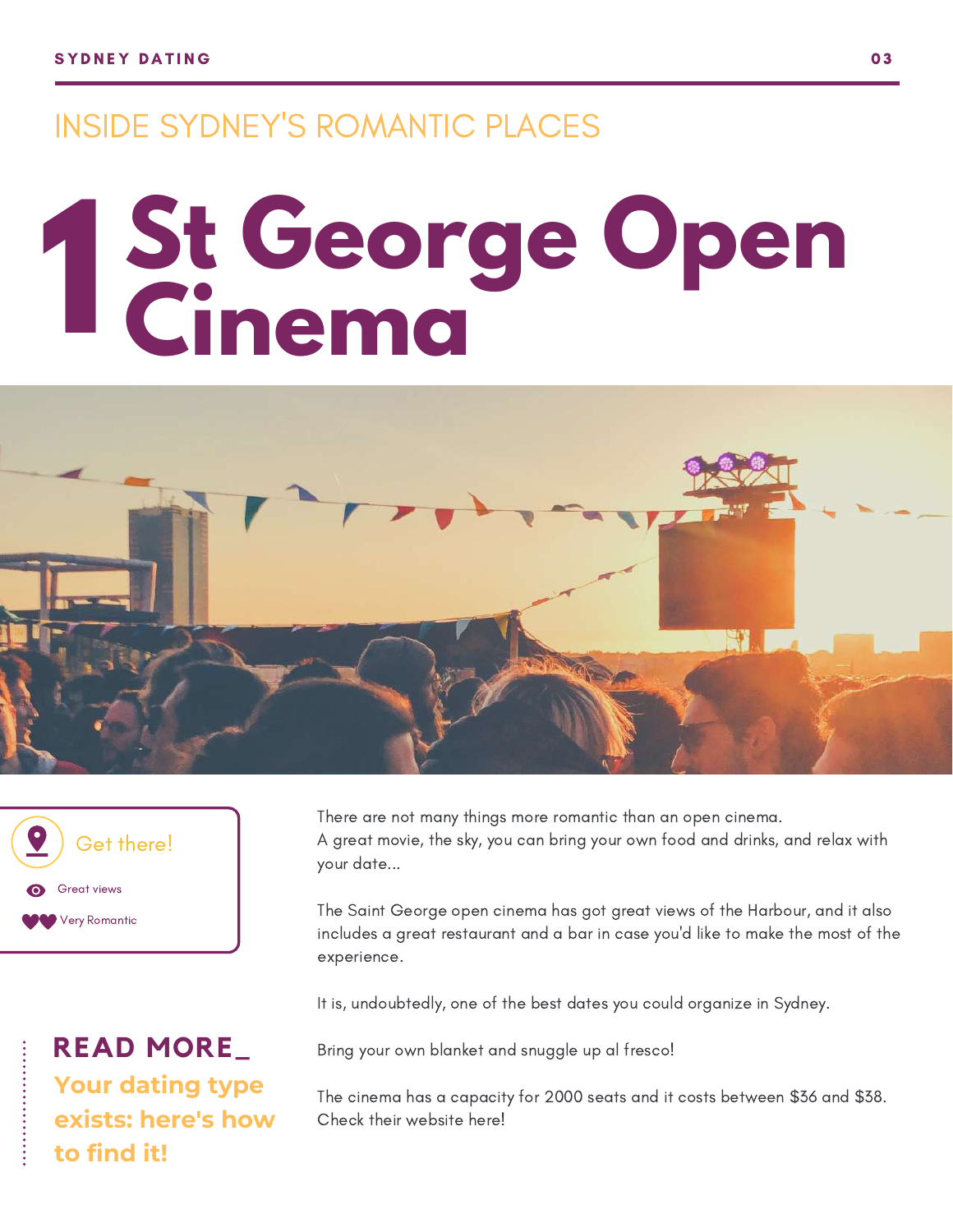## INSIDE SYDNEY'S ROMANTIC PLACES

# 1 St George Open Cinema

**Get there!**

- Great views
- Very Romantic

There are not many things more romantic than an open cinema.
A great movie, the sky, you can bring your own food and drinks, and relax with your date...

The Saint George open cinema has got great views of the Harbour, and it also includes a great restaurant and a bar in case you'd like to make the most of the experience.

It is, undoubtedly, one of the best dates you could organize in Sydney.

Bring your own blanket and snuggle up al fresco!

The cinema has a capacity for 2000 seats and it costs between $36 and $38.
Check their website here!

**READ MORE_**

**Your dating type exists: here's how to find it!**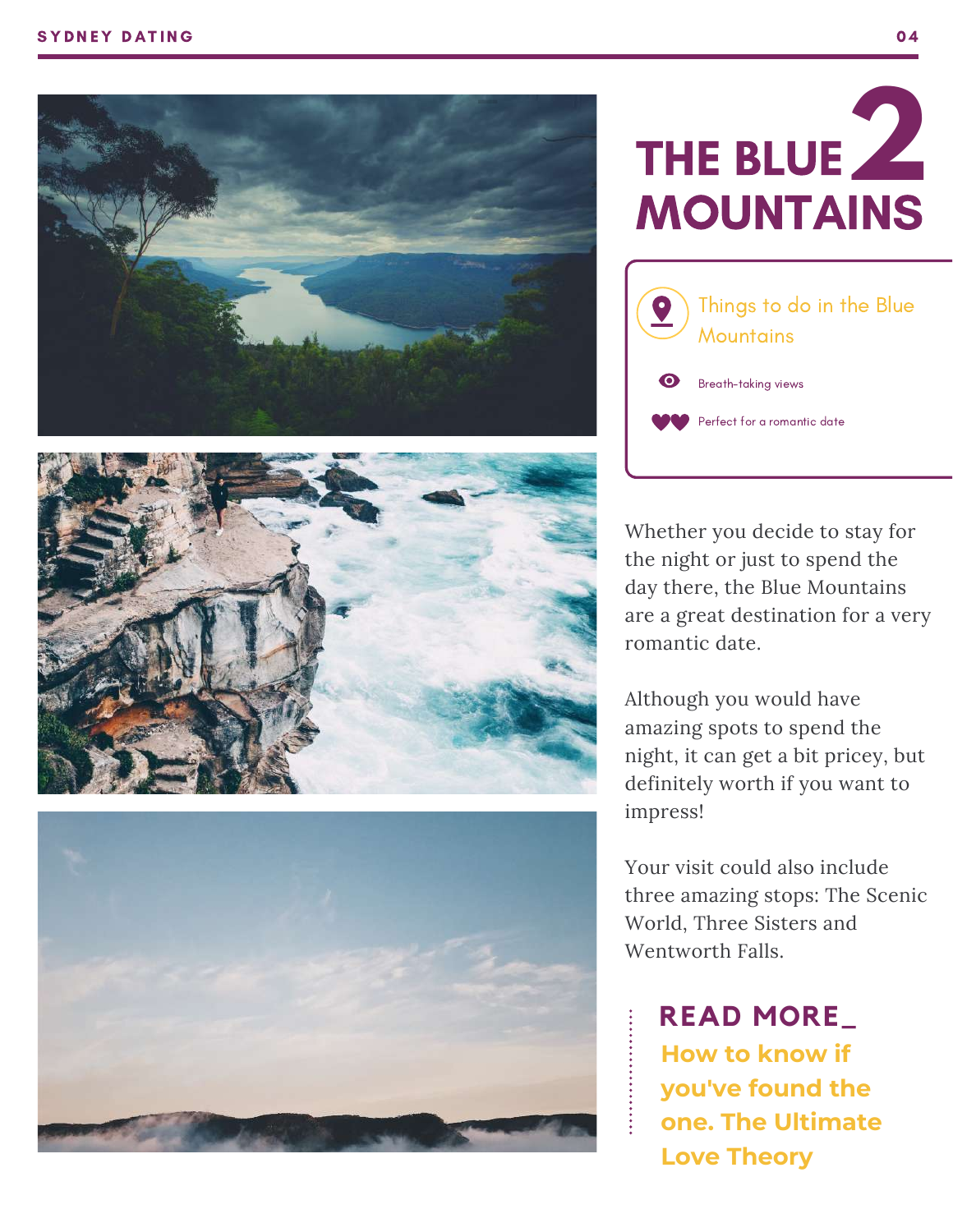# 2 THE BLUE MOUNTAINS

**Things to do in the Blue Mountains**

- Breath-taking views
- Perfect for a romantic date

Whether you decide to stay for the night or just to spend the day there, the Blue Mountains are a great destination for a very romantic date.

Although you would have amazing spots to spend the night, it can get a bit pricey, but definitely worth if you want to impress!

Your visit could also include three amazing stops: The Scenic World, Three Sisters and Wentworth Falls.

**READ MORE_**

**How to know if you've found the one. The Ultimate Love Theory**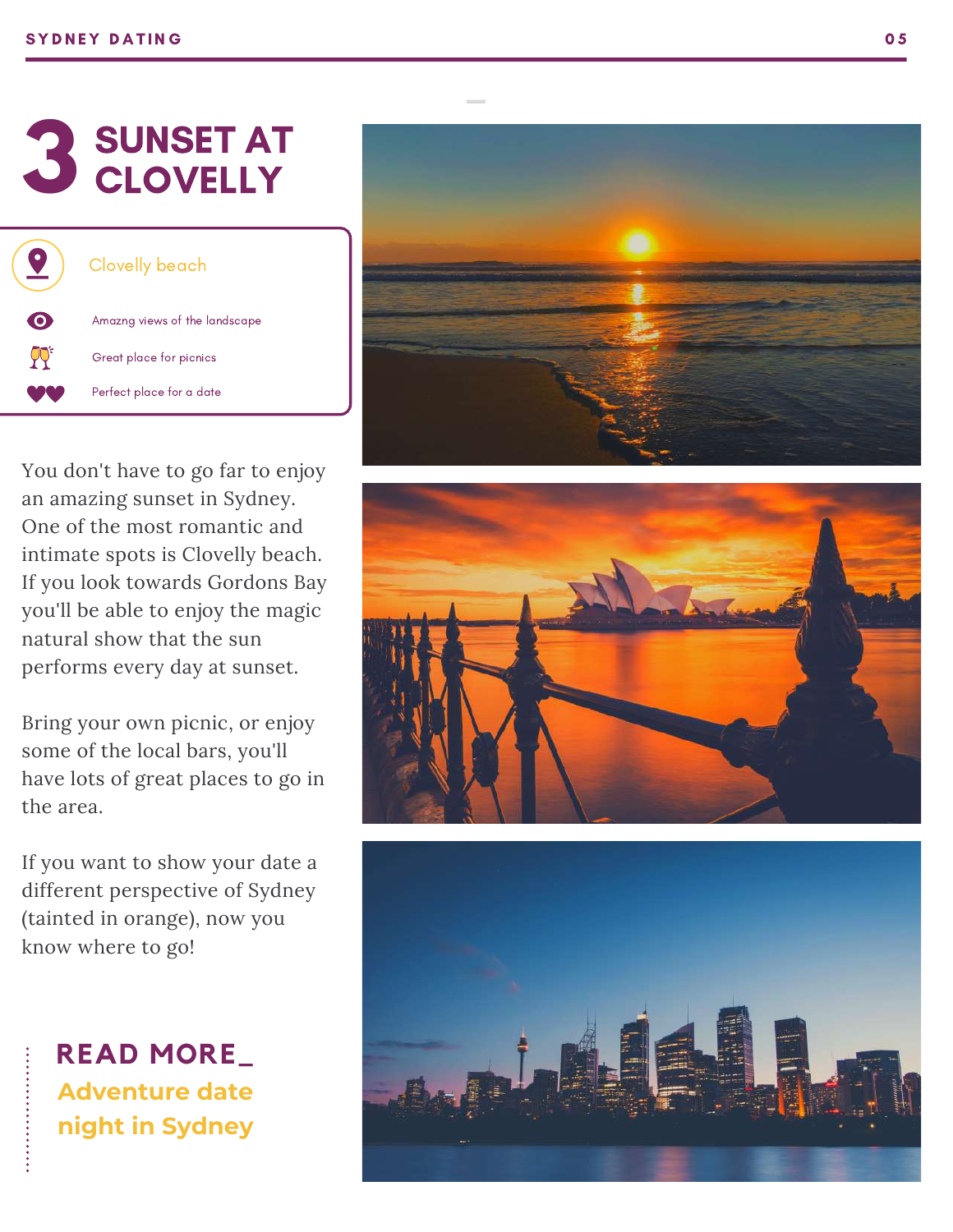# 3 SUNSET AT CLOVELLY

Clovelly beach

- Amazng views of the landscape
- Great place for picnics
- Perfect place for a date

You don't have to go far to enjoy an amazing sunset in Sydney. One of the most romantic and intimate spots is Clovelly beach. If you look towards Gordons Bay you'll be able to enjoy the magic natural show that the sun performs every day at sunset.

Bring your own picnic, or enjoy some of the local bars, you'll have lots of great places to go in the area.

If you want to show your date a different perspective of Sydney (tainted in orange), now you know where to go!

**READ MORE_**

**Adventure date night in Sydney**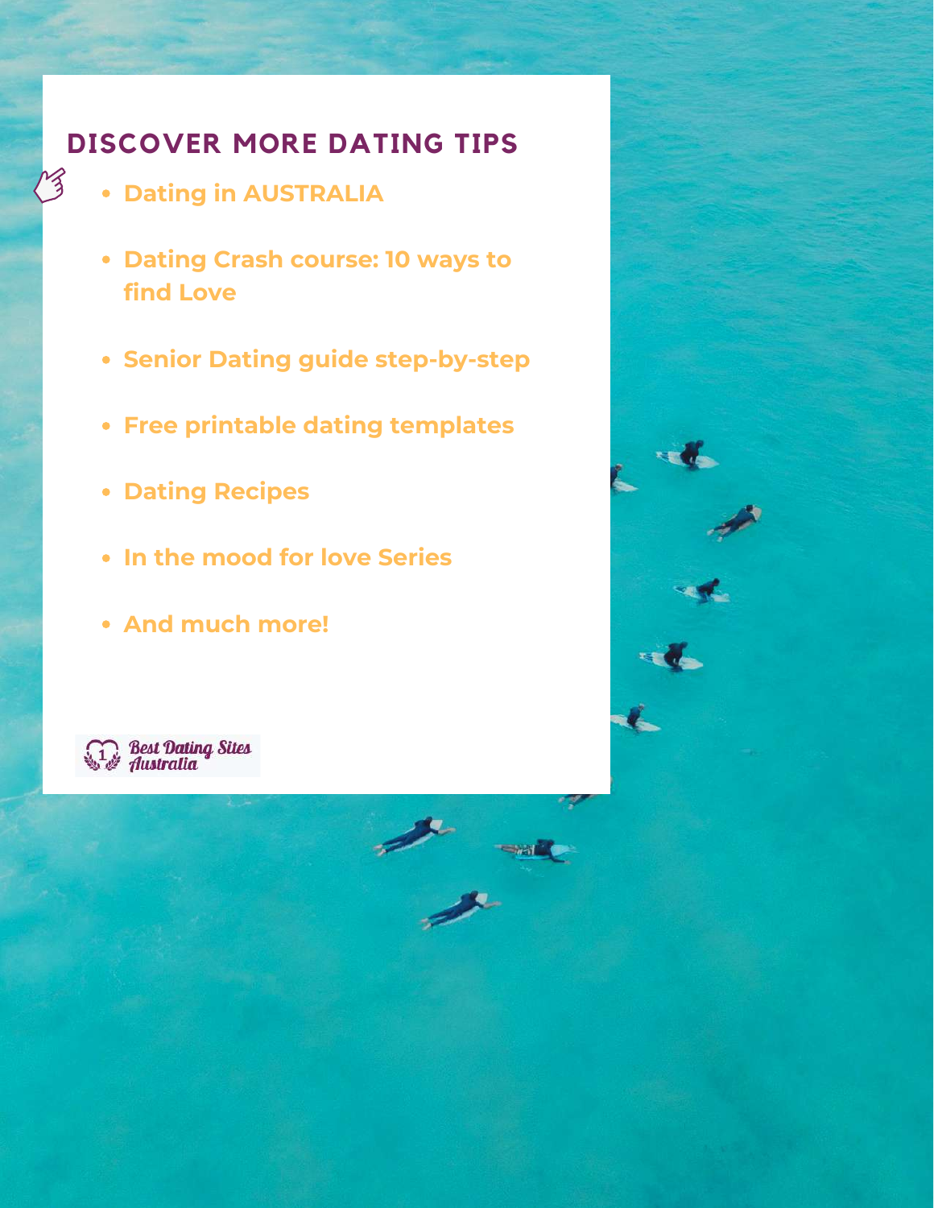## DISCOVER MORE DATING TIPS

- **Dating in AUSTRALIA**
- **Dating Crash course: 10 ways to find Love**
- **Senior Dating guide step-by-step**
- **Free printable dating templates**
- **Dating Recipes**
- **In the mood for love Series**
- **And much more!**

Best Dating Sites Australia